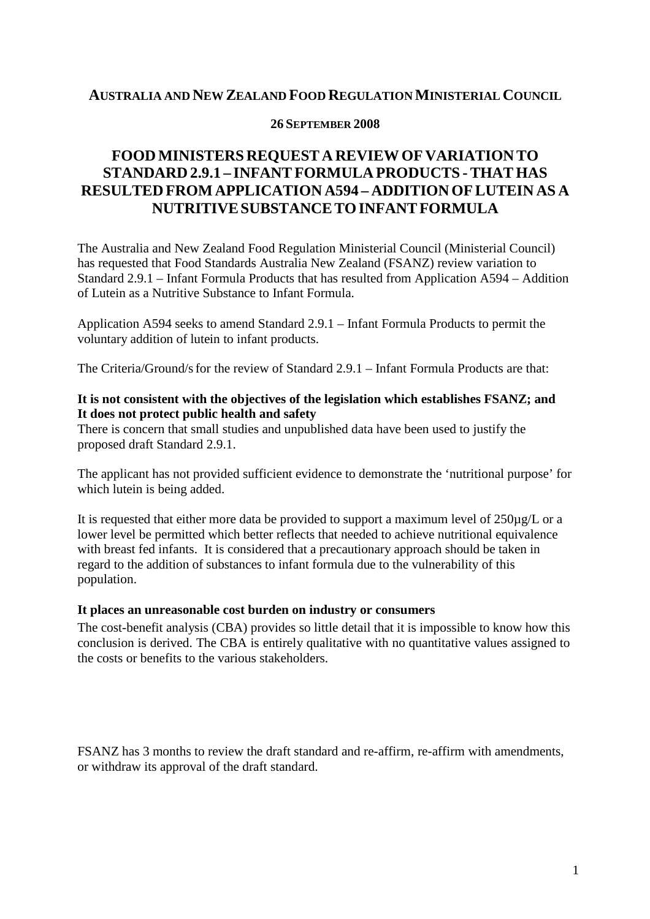**AUSTRALIA AND NEW ZEALAND FOOD REGULATION MINISTERIAL COUNCIL**

**26 SEPTEMBER 2008**

# FOOD MINISTERS REQUEST A REVIEW OF VARIATION TO STANDARD 2.9.1 – INFANT FORMULA PRODUCTS - THAT HAS RESULTED FROM APPLICATION A594 – ADDITION OF LUTEIN AS A NUTRITIVE SUBSTANCE TO INFANT FORMULA

The Australia and New Zealand Food Regulation Ministerial Council (Ministerial Council) has requested that Food Standards Australia New Zealand (FSANZ) review variation to Standard 2.9.1 – Infant Formula Products that has resulted from Application A594 – Addition of Lutein as a Nutritive Substance to Infant Formula.

Application A594 seeks to amend Standard 2.9.1 – Infant Formula Products to permit the voluntary addition of lutein to infant products.

The Criteria/Ground/s for the review of Standard 2.9.1 – Infant Formula Products are that:

**It is not consistent with the objectives of the legislation which establishes FSANZ; and**
**It does not protect public health and safety**

There is concern that small studies and unpublished data have been used to justify the proposed draft Standard 2.9.1.

The applicant has not provided sufficient evidence to demonstrate the 'nutritional purpose' for which lutein is being added.

It is requested that either more data be provided to support a maximum level of 250µg/L or a lower level be permitted which better reflects that needed to achieve nutritional equivalence with breast fed infants. It is considered that a precautionary approach should be taken in regard to the addition of substances to infant formula due to the vulnerability of this population.

**It places an unreasonable cost burden on industry or consumers**

The cost-benefit analysis (CBA) provides so little detail that it is impossible to know how this conclusion is derived. The CBA is entirely qualitative with no quantitative values assigned to the costs or benefits to the various stakeholders.

FSANZ has 3 months to review the draft standard and re-affirm, re-affirm with amendments, or withdraw its approval of the draft standard.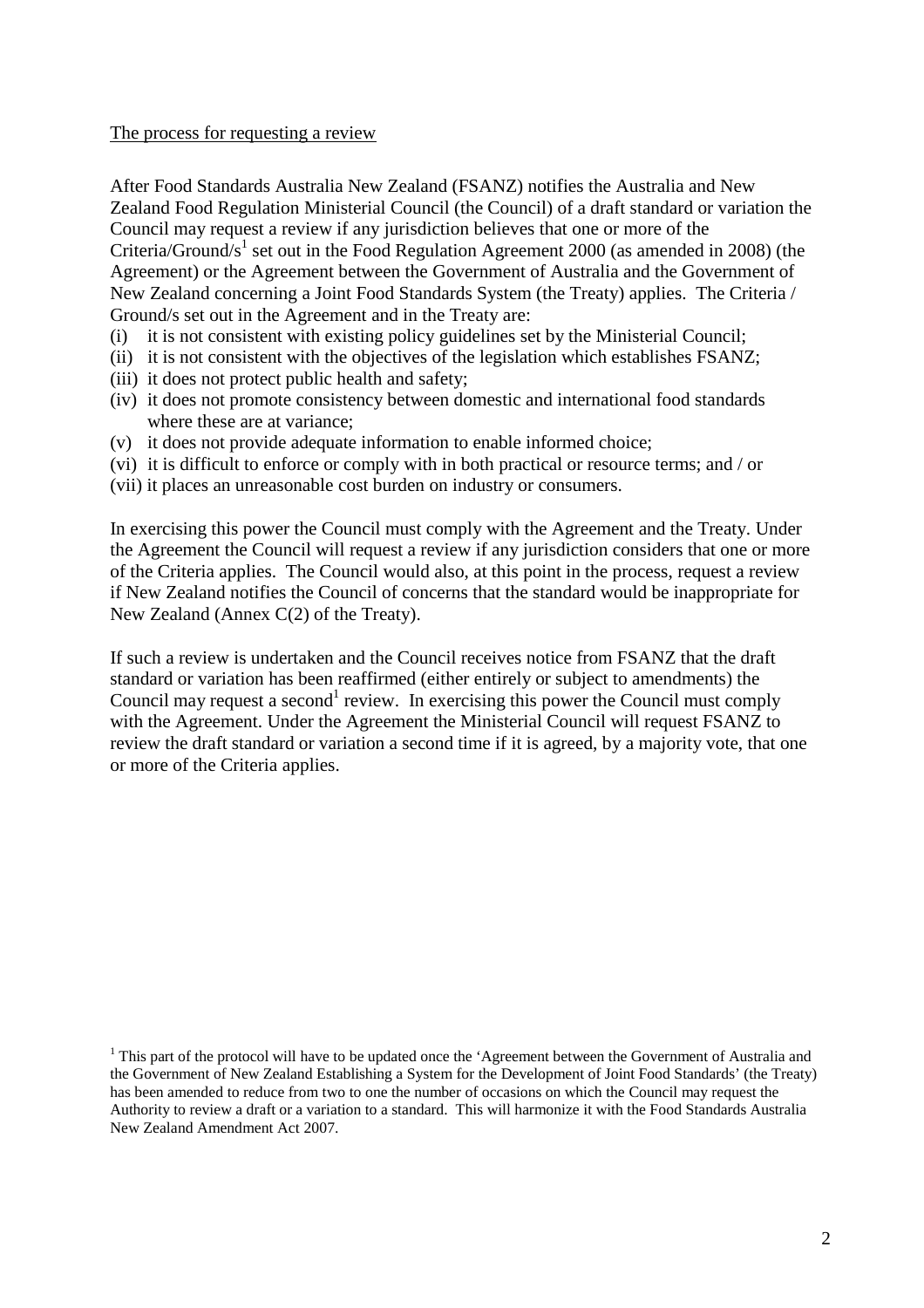The process for requesting a review

After Food Standards Australia New Zealand (FSANZ) notifies the Australia and New Zealand Food Regulation Ministerial Council (the Council) of a draft standard or variation the Council may request a review if any jurisdiction believes that one or more of the Criteria/Ground/s[1] set out in the Food Regulation Agreement 2000 (as amended in 2008) (the Agreement) or the Agreement between the Government of Australia and the Government of New Zealand concerning a Joint Food Standards System (the Treaty) applies. The Criteria / Ground/s set out in the Agreement and in the Treaty are:

(i) it is not consistent with existing policy guidelines set by the Ministerial Council;
(ii) it is not consistent with the objectives of the legislation which establishes FSANZ;
(iii) it does not protect public health and safety;
(iv) it does not promote consistency between domestic and international food standards where these are at variance;
(v) it does not provide adequate information to enable informed choice;
(vi) it is difficult to enforce or comply with in both practical or resource terms; and / or
(vii) it places an unreasonable cost burden on industry or consumers.

In exercising this power the Council must comply with the Agreement and the Treaty. Under the Agreement the Council will request a review if any jurisdiction considers that one or more of the Criteria applies. The Council would also, at this point in the process, request a review if New Zealand notifies the Council of concerns that the standard would be inappropriate for New Zealand (Annex C(2) of the Treaty).

If such a review is undertaken and the Council receives notice from FSANZ that the draft standard or variation has been reaffirmed (either entirely or subject to amendments) the Council may request a second[1] review. In exercising this power the Council must comply with the Agreement. Under the Agreement the Ministerial Council will request FSANZ to review the draft standard or variation a second time if it is agreed, by a majority vote, that one or more of the Criteria applies.

[1] This part of the protocol will have to be updated once the 'Agreement between the Government of Australia and the Government of New Zealand Establishing a System for the Development of Joint Food Standards' (the Treaty) has been amended to reduce from two to one the number of occasions on which the Council may request the Authority to review a draft or a variation to a standard. This will harmonize it with the Food Standards Australia New Zealand Amendment Act 2007.